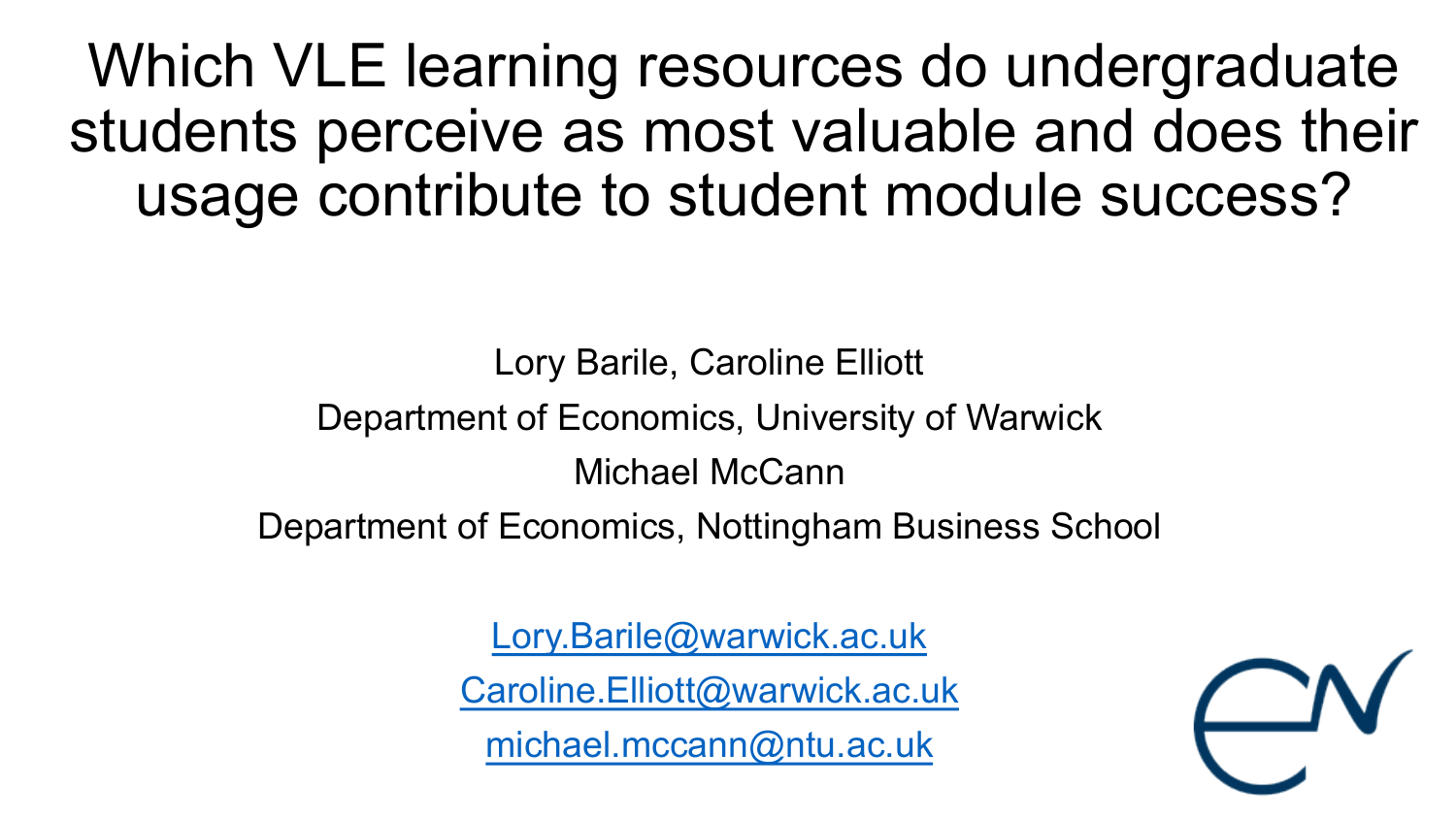# Which VLE learning resources do undergraduate students perceive as most valuable and does their usage contribute to student module success?

Lory Barile, Caroline Elliott

Department of Economics, University of Warwick

Michael McCann

Department of Economics, Nottingham Business School

Lory.Barile@warwick.ac.uk

Caroline.Elliott@warwick.ac.uk

michael.mccann@ntu.ac.uk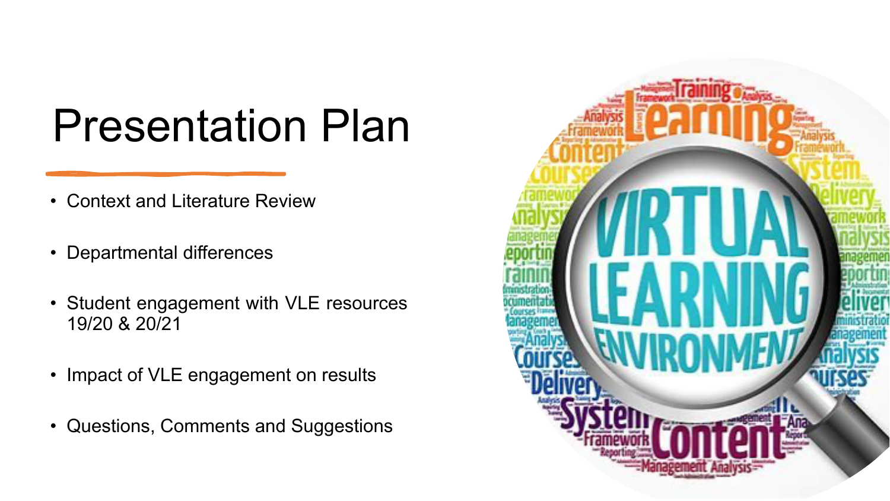# Presentation Plan

- Context and Literature Review
- Departmental differences
- Student engagement with VLE resources 19/20 & 20/21
- Impact of VLE engagement on results
- Questions, Comments and Suggestions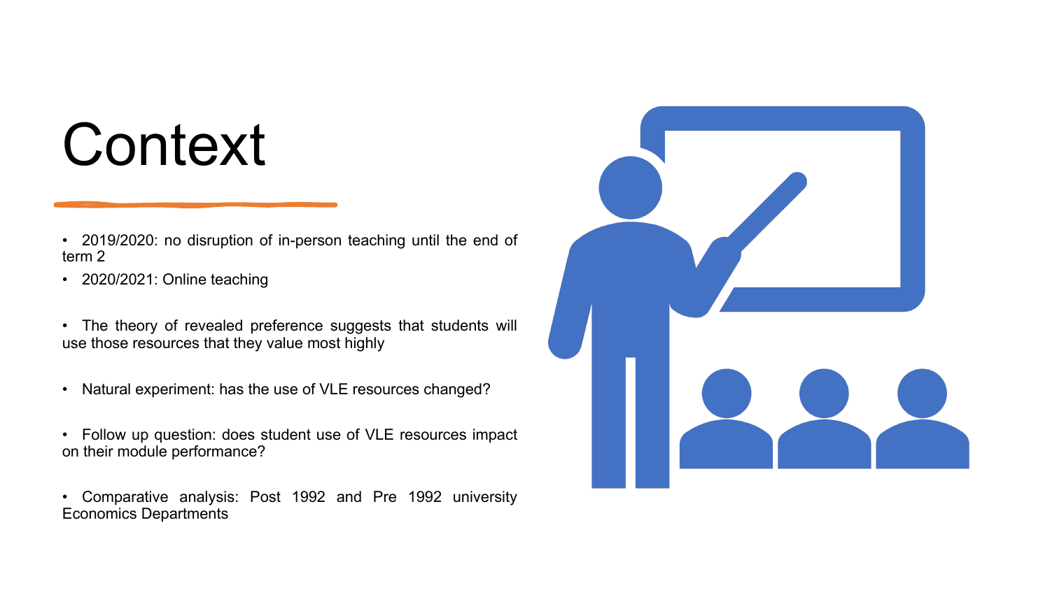# Context

- 2019/2020: no disruption of in-person teaching until the end of term 2
- 2020/2021: Online teaching

- The theory of revealed preference suggests that students will use those resources that they value most highly

- Natural experiment: has the use of VLE resources changed?

- Follow up question: does student use of VLE resources impact on their module performance?

- Comparative analysis: Post 1992 and Pre 1992 university Economics Departments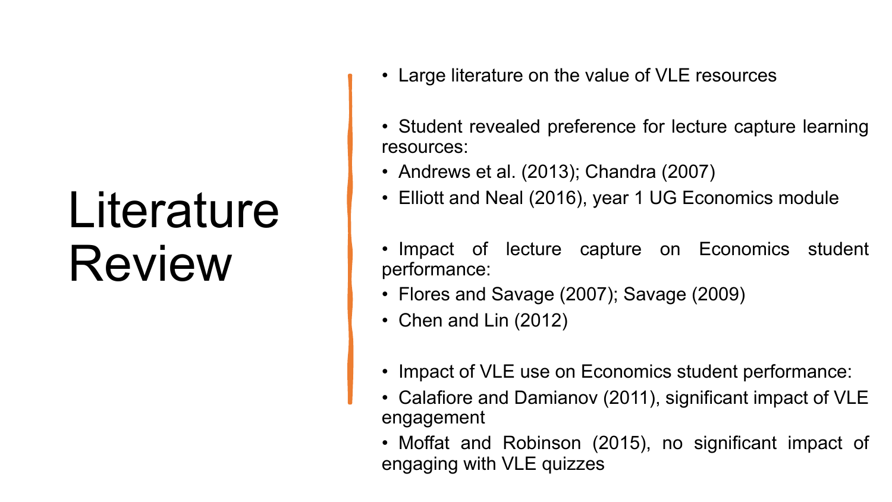# Literature Review

- Large literature on the value of VLE resources

- Student revealed preference for lecture capture learning resources:
- Andrews et al. (2013); Chandra (2007)
- Elliott and Neal (2016), year 1 UG Economics module

- Impact of lecture capture on Economics student performance:
- Flores and Savage (2007); Savage (2009)
- Chen and Lin (2012)

- Impact of VLE use on Economics student performance:
- Calafiore and Damianov (2011), significant impact of VLE engagement
- Moffat and Robinson (2015), no significant impact of engaging with VLE quizzes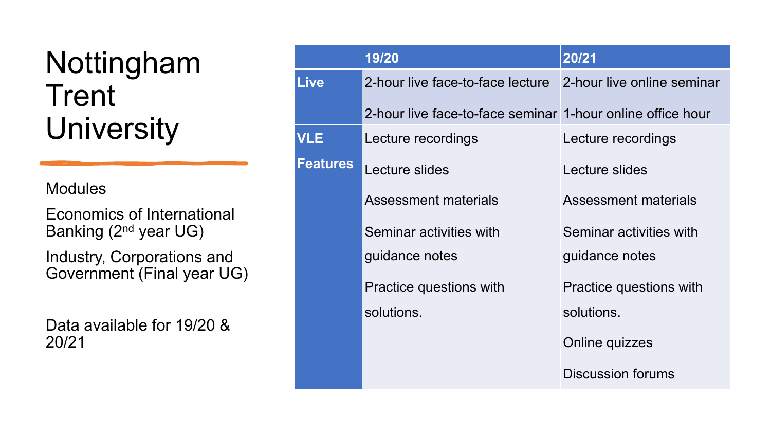# Nottingham Trent University

Modules

Economics of International Banking (2nd year UG)

Industry, Corporations and Government (Final year UG)

Data available for 19/20 & 20/21

| | 19/20 | 20/21 |
|---|---|---|
| **Live** | 2-hour live face-to-face lecture<br>2-hour live face-to-face seminar | 2-hour live online seminar<br>1-hour online office hour |
| **VLE Features** | Lecture recordings<br>Lecture slides<br>Assessment materials<br>Seminar activities with guidance notes<br>Practice questions with solutions. | Lecture recordings<br>Lecture slides<br>Assessment materials<br>Seminar activities with guidance notes<br>Practice questions with solutions.<br>Online quizzes<br>Discussion forums |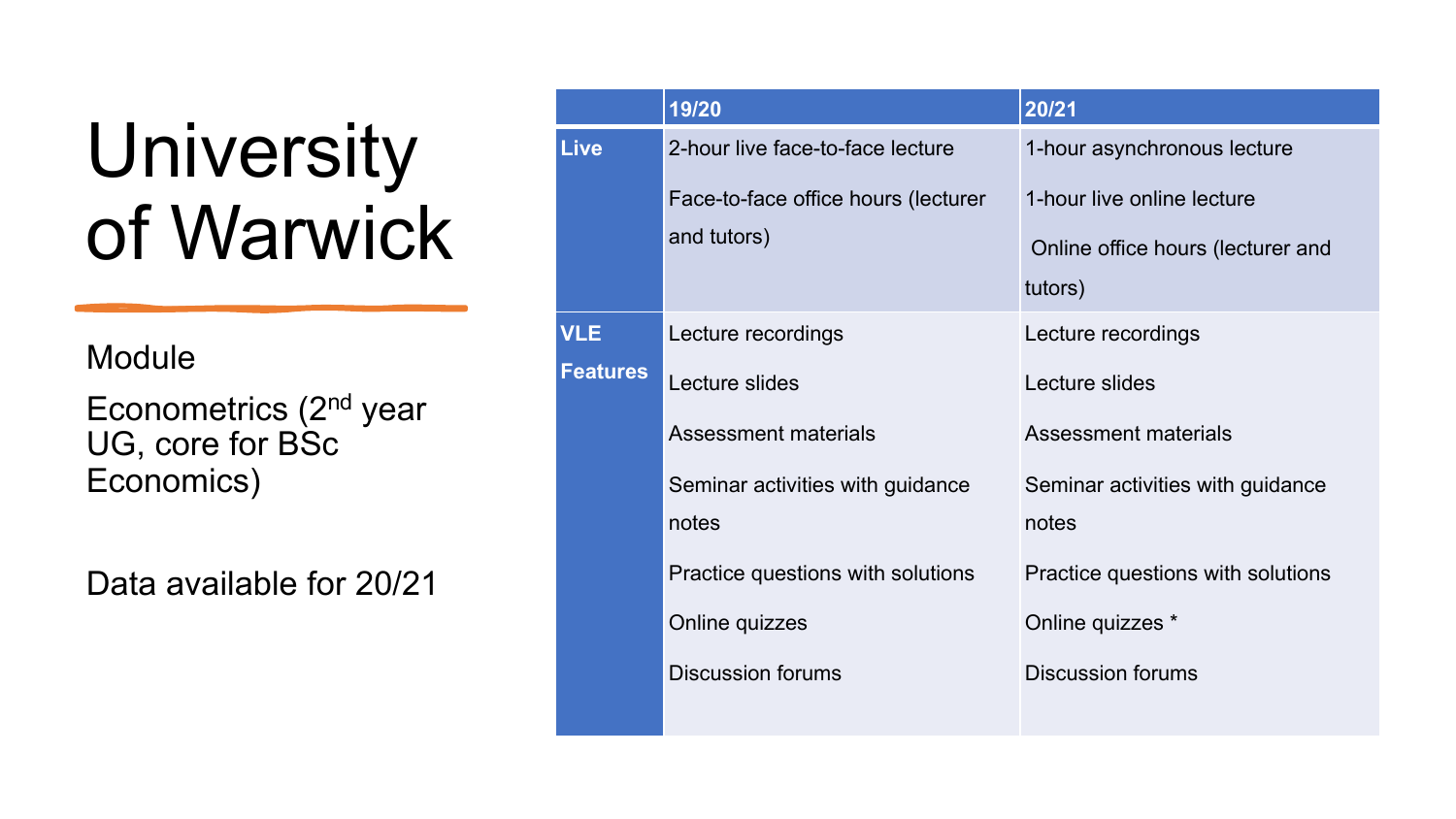# University of Warwick

Module

Econometrics (2nd year UG, core for BSc Economics)

Data available for 20/21

| | 19/20 | 20/21 |
|---|---|---|
| **Live** | 2-hour live face-to-face lecture<br>Face-to-face office hours (lecturer and tutors) | 1-hour asynchronous lecture<br>1-hour live online lecture<br>Online office hours (lecturer and tutors) |
| **VLE Features** | Lecture recordings<br>Lecture slides<br>Assessment materials<br>Seminar activities with guidance notes<br>Practice questions with solutions<br>Online quizzes<br>Discussion forums | Lecture recordings<br>Lecture slides<br>Assessment materials<br>Seminar activities with guidance notes<br>Practice questions with solutions<br>Online quizzes *<br>Discussion forums |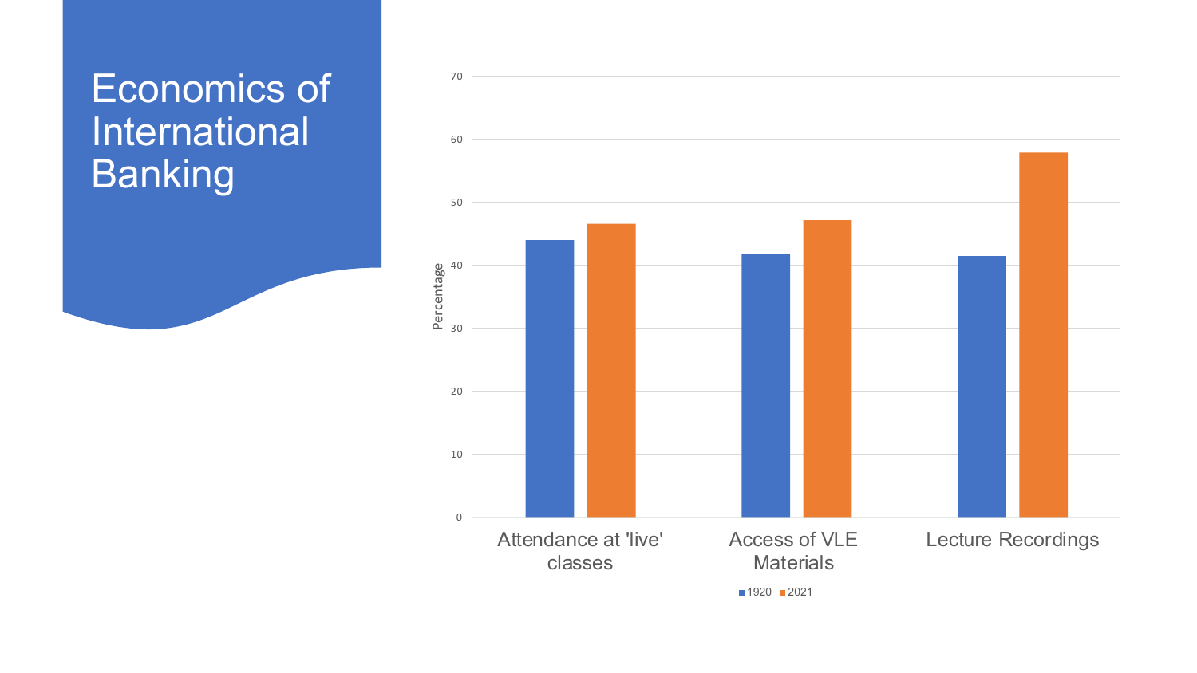# Economics of International Banking

| | 1920 | 2021 |
|---|---|---|
| Attendance at 'live' classes | 44 | 46.6 |
| Access of VLE Materials | 41.8 | 47.2 |
| Lecture Recordings | 41.5 | 57.9 |

Percentage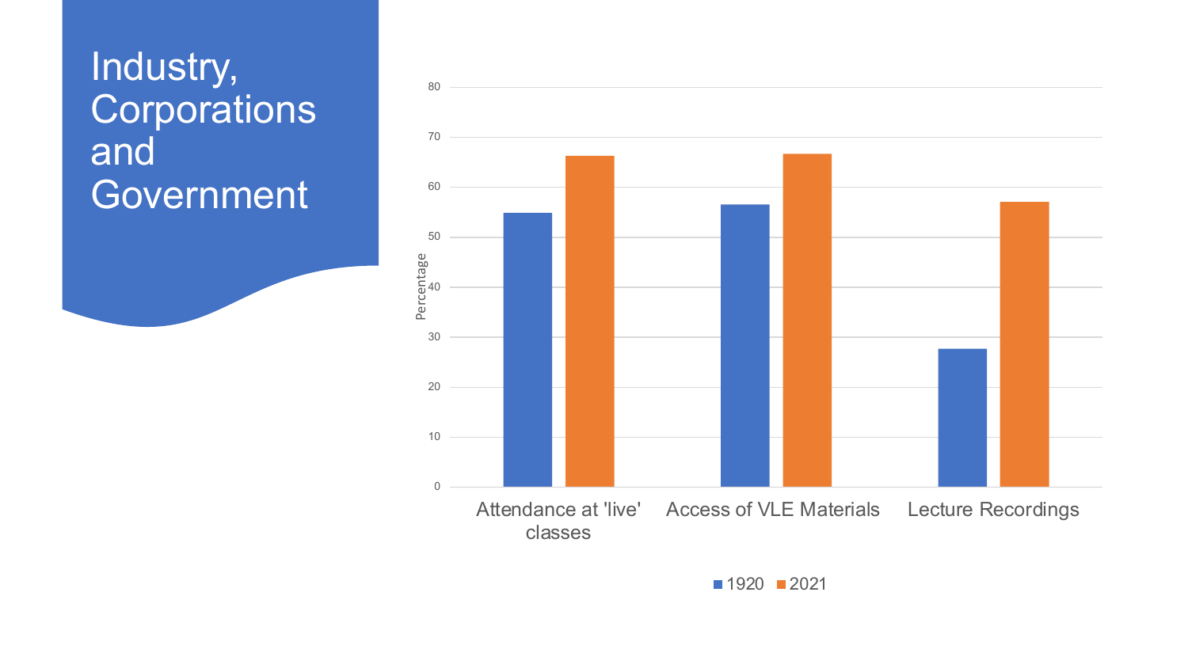# Industry, Corporations and Government

| | 1920 | 2021 |
|---|---|---|
| Attendance at 'live' classes | 55 | 66 |
| Access of VLE Materials | 56.5 | 66.5 |
| Lecture Recordings | 27.5 | 57 |

Percentage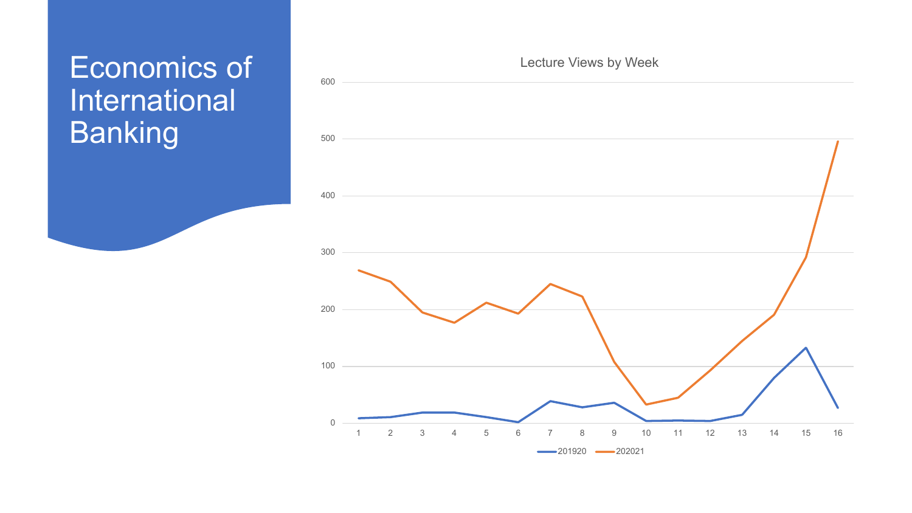# Economics of International Banking

Lecture Views by Week

| Week | 201920 | 202021 |
|---|---|---|
| 1 | 8 | 269 |
| 2 | 10 | 249 |
| 3 | 18 | 195 |
| 4 | 18 | 177 |
| 5 | 10 | 212 |
| 6 | 1 | 193 |
| 7 | 38 | 245 |
| 8 | 27 | 223 |
| 9 | 35 | 108 |
| 10 | 3 | 32 |
| 11 | 4 | 44 |
| 12 | 3 | 92 |
| 13 | 14 | 145 |
| 14 | 80 | 190 |
| 15 | 132 | 292 |
| 16 | 27 | 496 |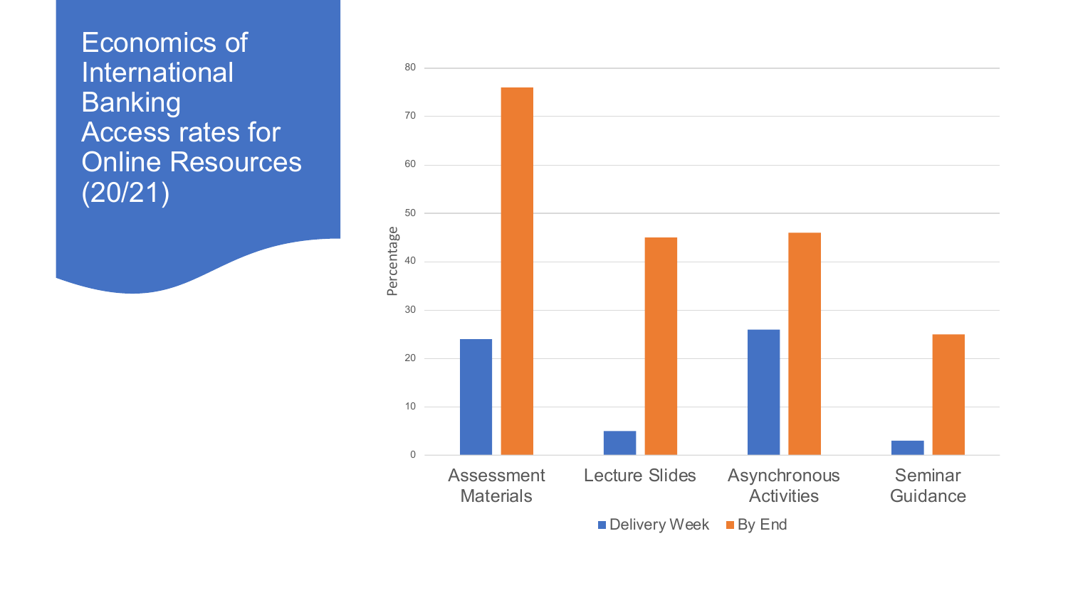# Economics of International Banking Access rates for Online Resources (20/21)

| | Delivery Week | By End |
|---|---|---|
| Assessment Materials | 24 | 76 |
| Lecture Slides | 5 | 45 |
| Asynchronous Activities | 26 | 46 |
| Seminar Guidance | 3 | 25 |

Percentage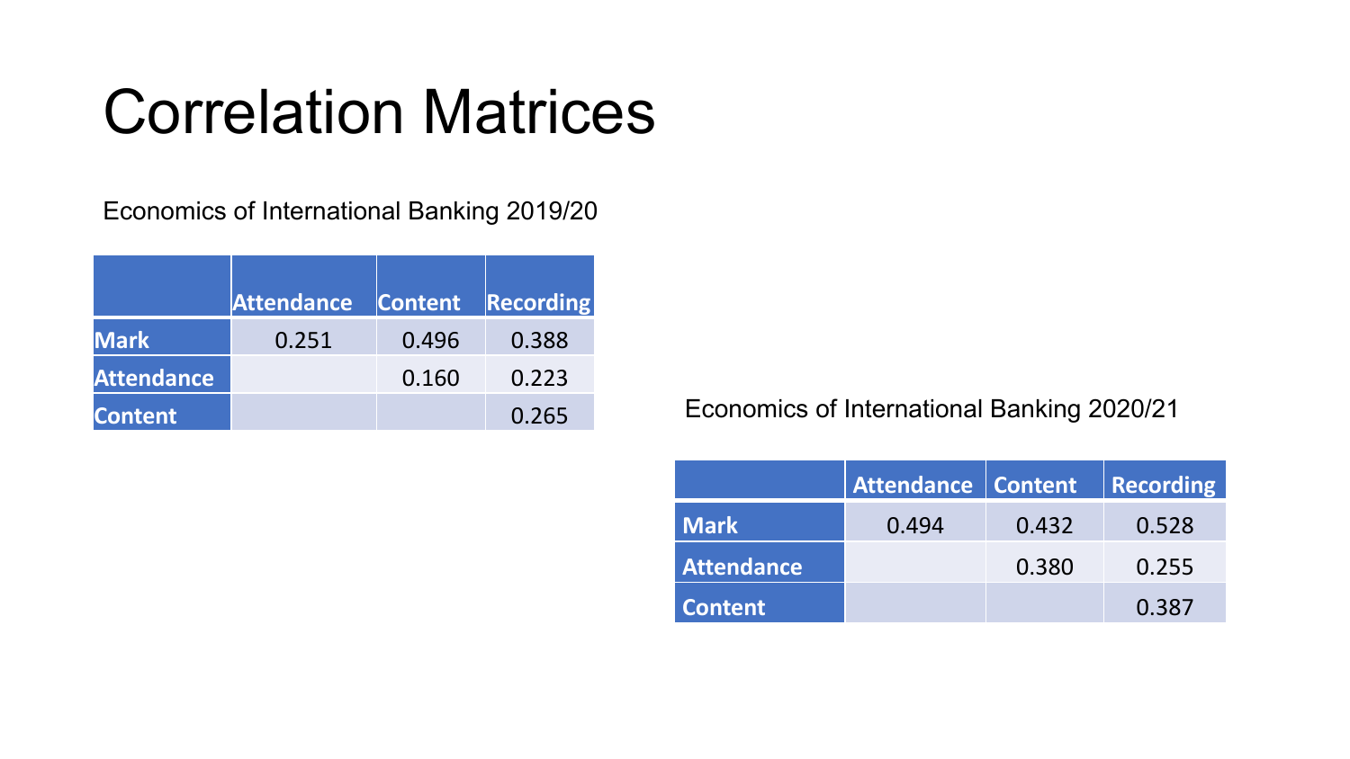# Correlation Matrices

Economics of International Banking 2019/20

| | Attendance | Content | Recording |
|---|---|---|---|
| **Mark** | 0.251 | 0.496 | 0.388 |
| **Attendance** | | 0.160 | 0.223 |
| **Content** | | | 0.265 |

Economics of International Banking 2020/21

| | Attendance | Content | Recording |
|---|---|---|---|
| **Mark** | 0.494 | 0.432 | 0.528 |
| **Attendance** | | 0.380 | 0.255 |
| **Content** | | | 0.387 |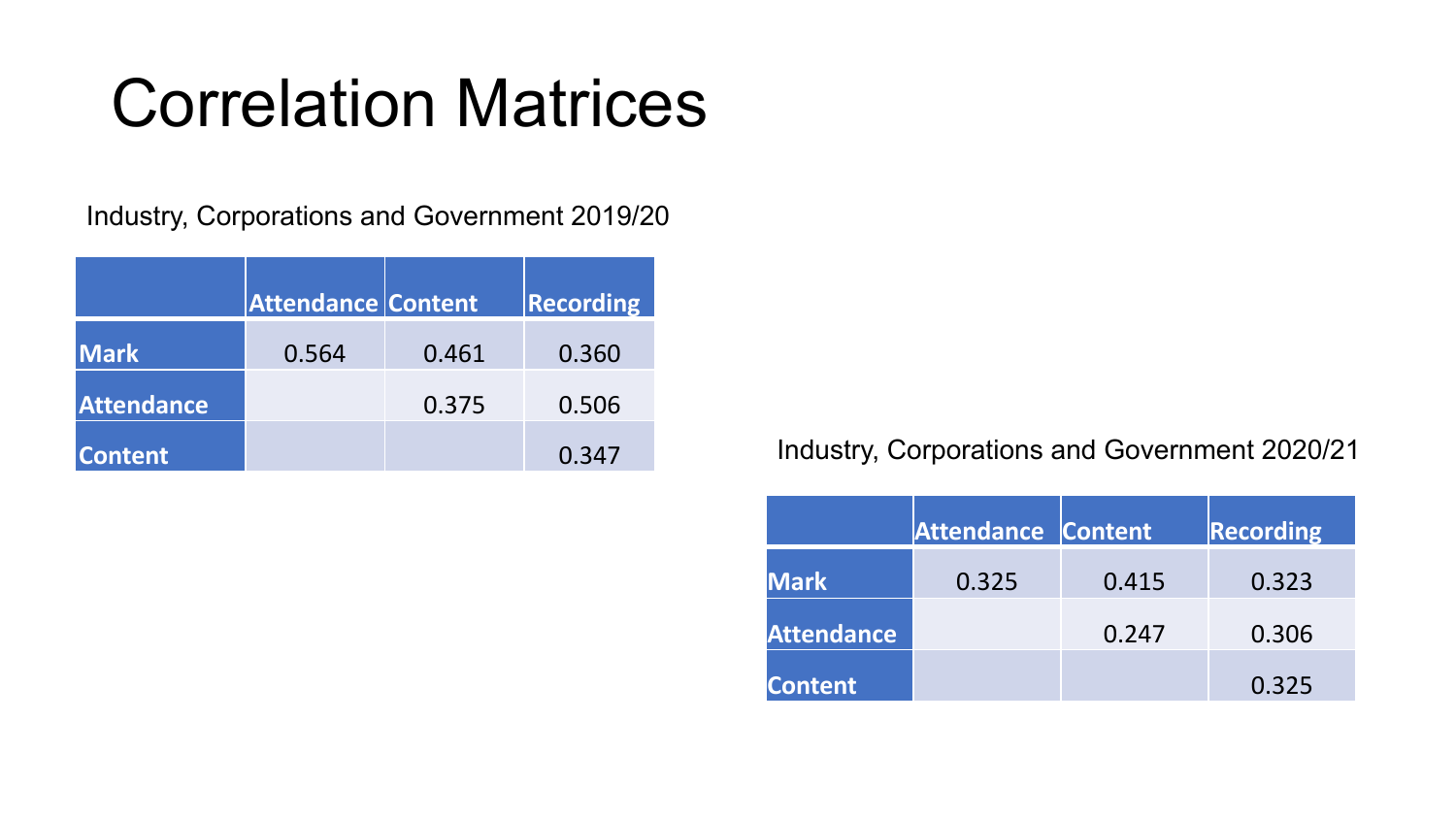# Correlation Matrices

Industry, Corporations and Government 2019/20

| | Attendance | Content | Recording |
|---|---|---|---|
| **Mark** | 0.564 | 0.461 | 0.360 |
| **Attendance** | | 0.375 | 0.506 |
| **Content** | | | 0.347 |

Industry, Corporations and Government 2020/21

| | Attendance | Content | Recording |
|---|---|---|---|
| **Mark** | 0.325 | 0.415 | 0.323 |
| **Attendance** | | 0.247 | 0.306 |
| **Content** | | | 0.325 |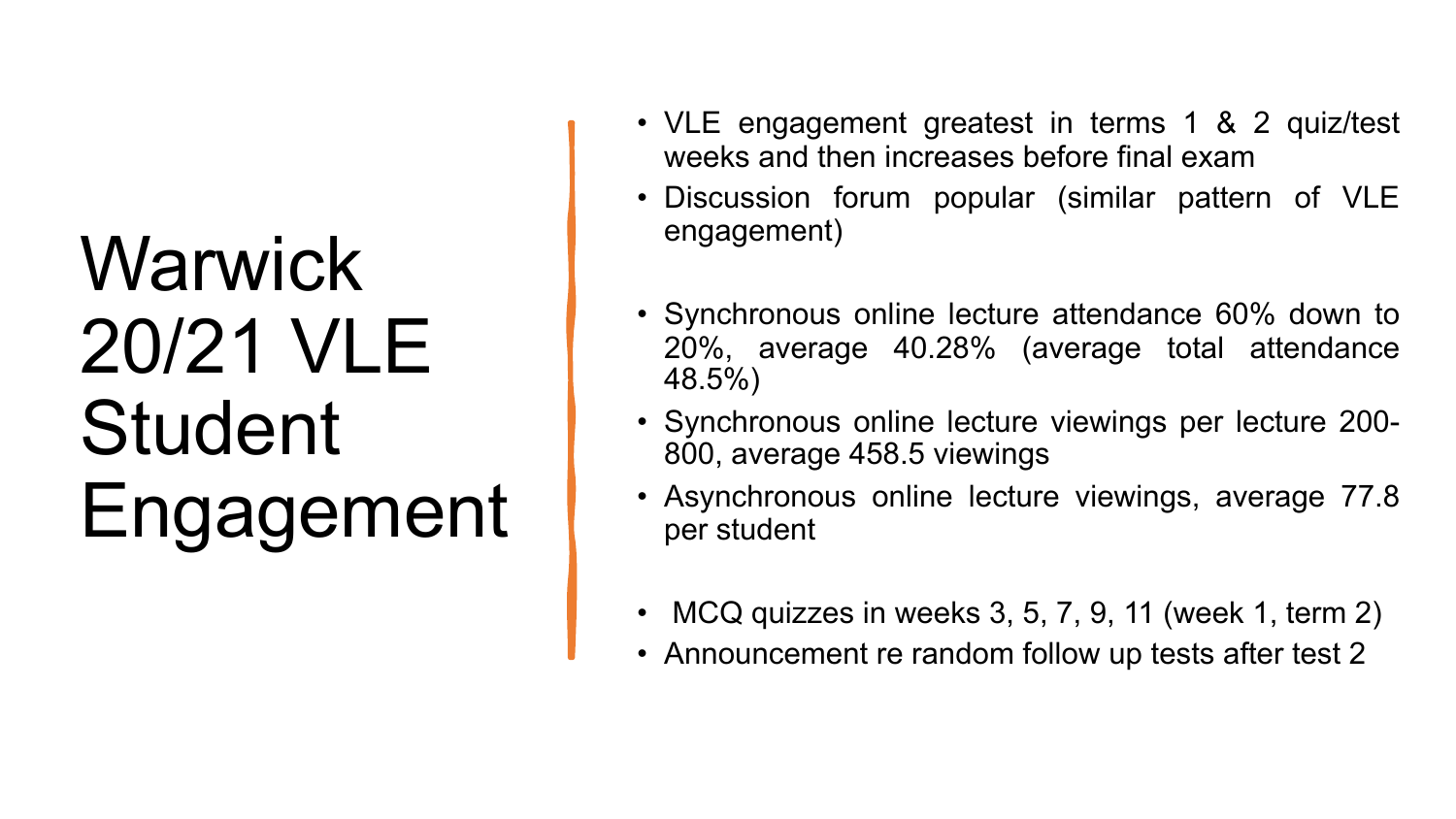# Warwick 20/21 VLE Student Engagement

- VLE engagement greatest in terms 1 & 2 quiz/test weeks and then increases before final exam
- Discussion forum popular (similar pattern of VLE engagement)

- Synchronous online lecture attendance 60% down to 20%, average 40.28% (average total attendance 48.5%)
- Synchronous online lecture viewings per lecture 200-800, average 458.5 viewings
- Asynchronous online lecture viewings, average 77.8 per student

- MCQ quizzes in weeks 3, 5, 7, 9, 11 (week 1, term 2)
- Announcement re random follow up tests after test 2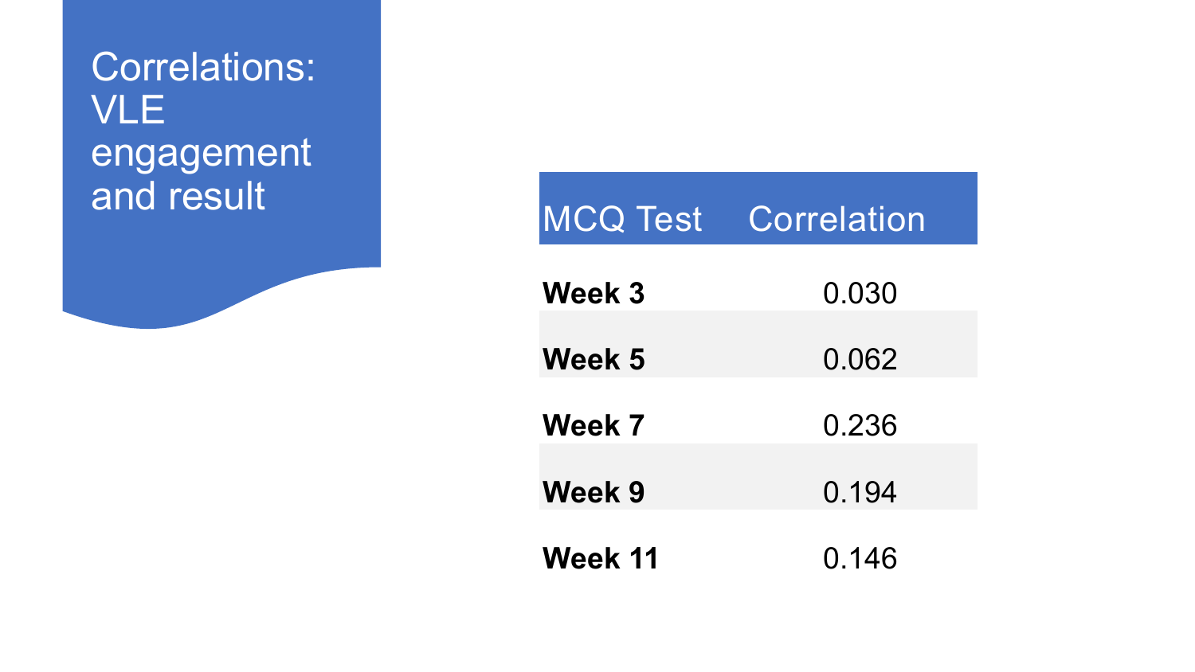# Correlations: VLE engagement and result

| MCQ Test | Correlation |
|---|---|
| **Week 3** | 0.030 |
| **Week 5** | 0.062 |
| **Week 7** | 0.236 |
| **Week 9** | 0.194 |
| **Week 11** | 0.146 |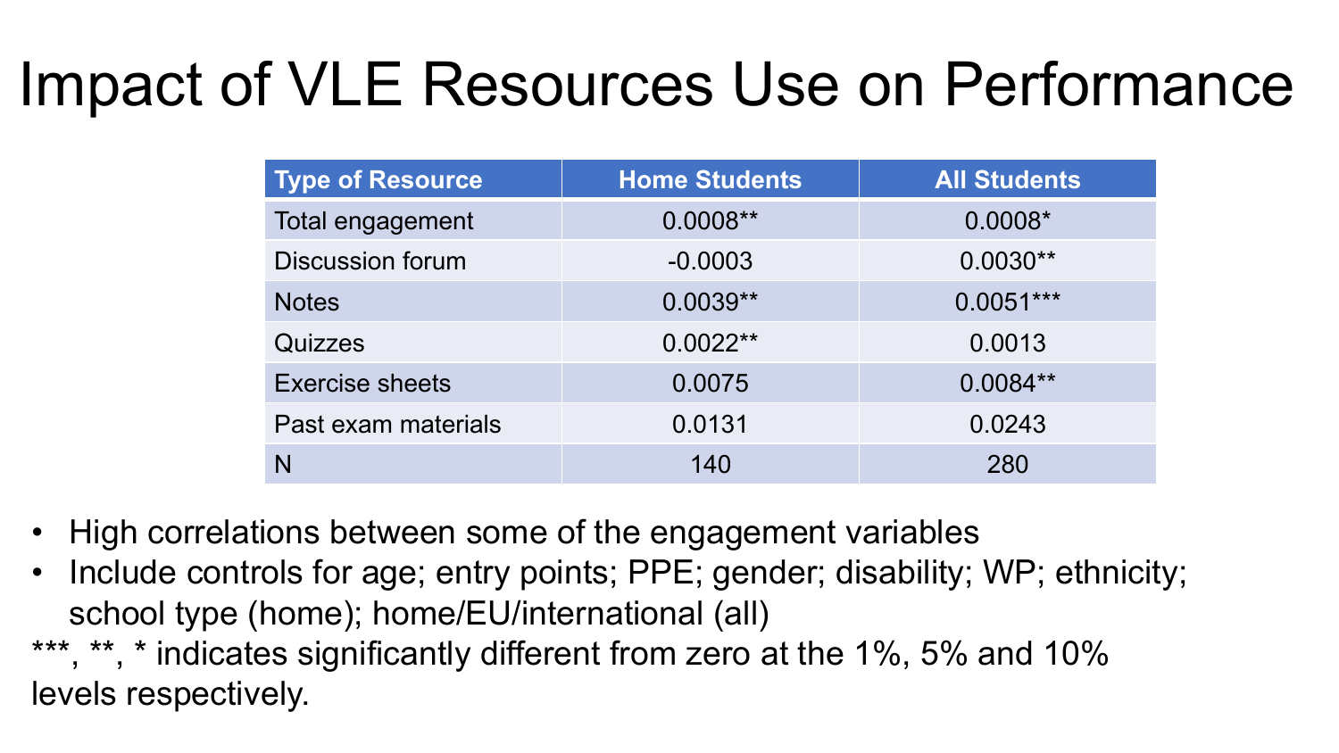# Impact of VLE Resources Use on Performance

| Type of Resource | Home Students | All Students |
| --- | --- | --- |
| Total engagement | 0.0008** | 0.0008* |
| Discussion forum | -0.0003 | 0.0030** |
| Notes | 0.0039** | 0.0051*** |
| Quizzes | 0.0022** | 0.0013 |
| Exercise sheets | 0.0075 | 0.0084** |
| Past exam materials | 0.0131 | 0.0243 |
| N | 140 | 280 |

- High correlations between some of the engagement variables
- Include controls for age; entry points; PPE; gender; disability; WP; ethnicity; school type (home); home/EU/international (all)

***, **, * indicates significantly different from zero at the 1%, 5% and 10% levels respectively.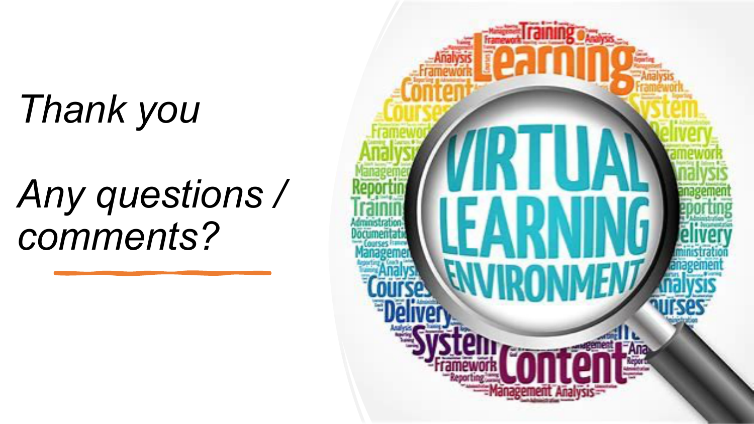*Thank you*

*Any questions / comments?*